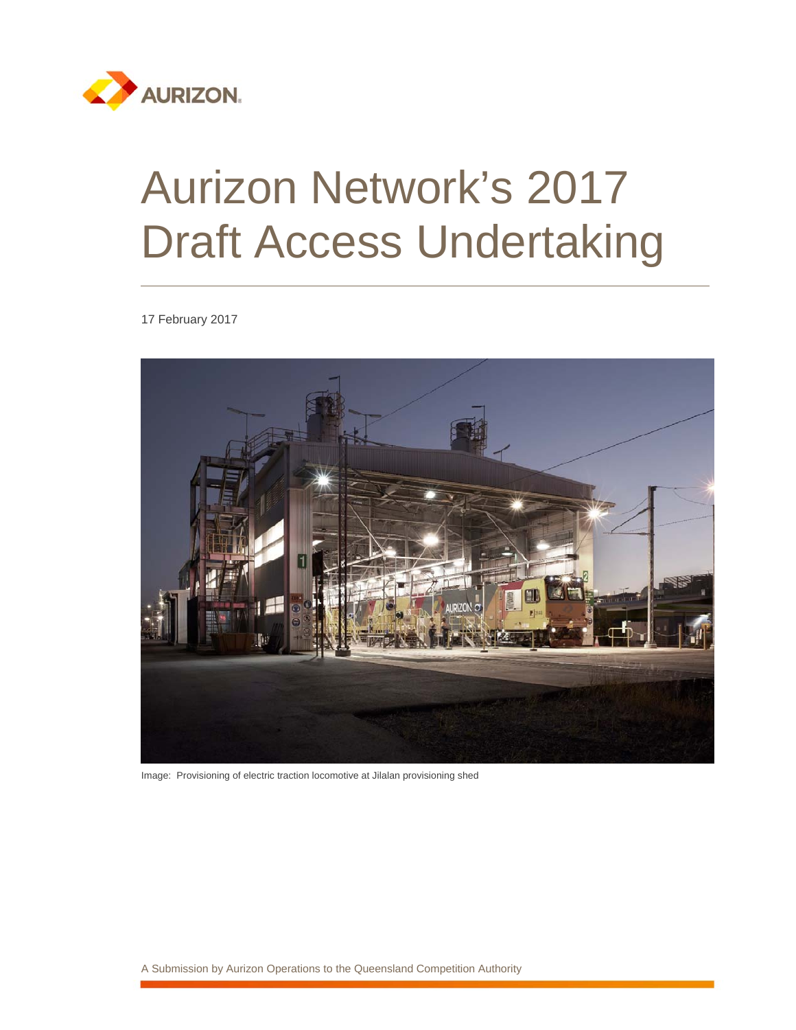# Aurizon Network's 2017 Draft Access Undertaking

17 February 2017

Image: Provisioning of electric traction locomotive at Jilalan provisioning shed

A Submission by Aurizon Operations to the Queensland Competition Authority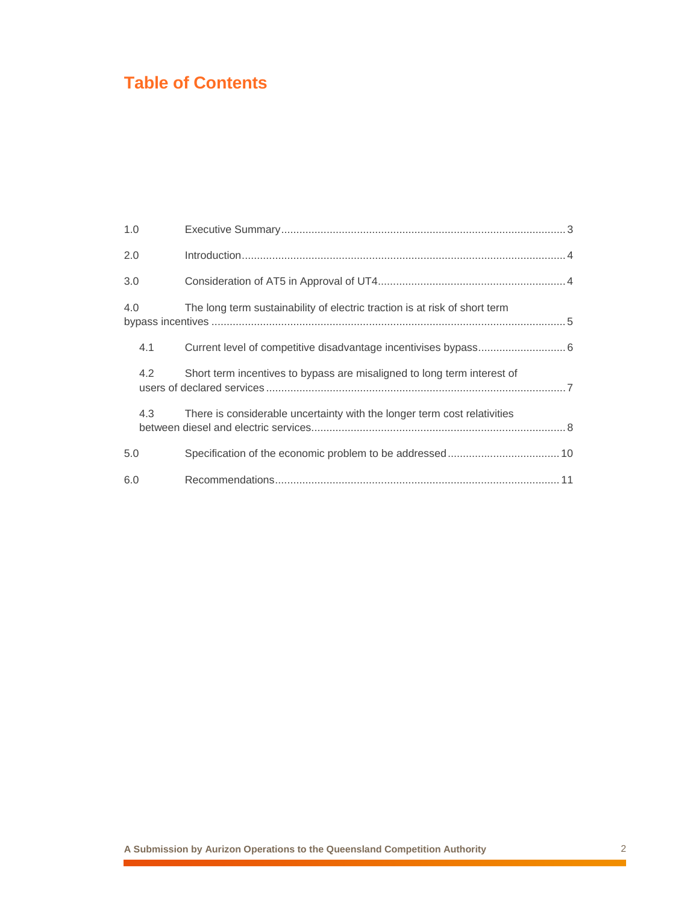# Table of Contents

1.0 Executive Summary ..... 3

2.0 Introduction ..... 4

3.0 Consideration of AT5 in Approval of UT4 ..... 4

4.0 The long term sustainability of electric traction is at risk of short term bypass incentives ..... 5

- 4.1 Current level of competitive disadvantage incentivises bypass ..... 6
- 4.2 Short term incentives to bypass are misaligned to long term interest of users of declared services ..... 7
- 4.3 There is considerable uncertainty with the longer term cost relativities between diesel and electric services ..... 8

5.0 Specification of the economic problem to be addressed ..... 10

6.0 Recommendations ..... 11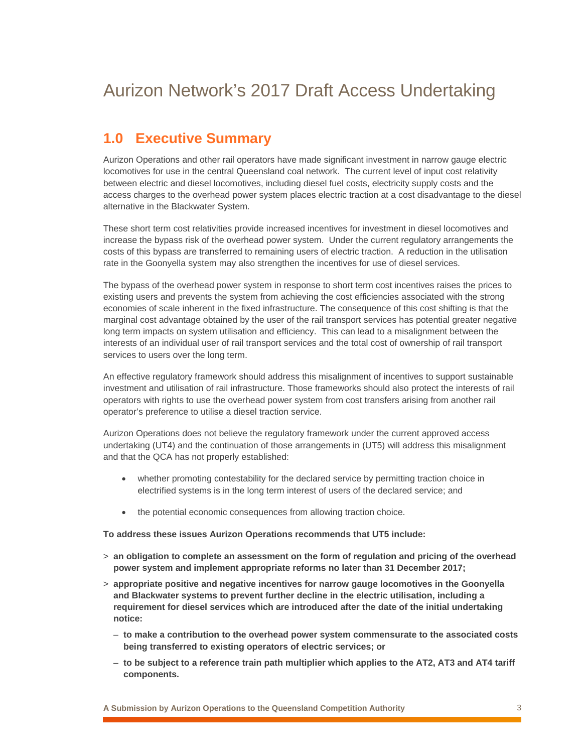# Aurizon Network's 2017 Draft Access Undertaking

## 1.0 Executive Summary

Aurizon Operations and other rail operators have made significant investment in narrow gauge electric locomotives for use in the central Queensland coal network. The current level of input cost relativity between electric and diesel locomotives, including diesel fuel costs, electricity supply costs and the access charges to the overhead power system places electric traction at a cost disadvantage to the diesel alternative in the Blackwater System.

These short term cost relativities provide increased incentives for investment in diesel locomotives and increase the bypass risk of the overhead power system. Under the current regulatory arrangements the costs of this bypass are transferred to remaining users of electric traction. A reduction in the utilisation rate in the Goonyella system may also strengthen the incentives for use of diesel services.

The bypass of the overhead power system in response to short term cost incentives raises the prices to existing users and prevents the system from achieving the cost efficiencies associated with the strong economies of scale inherent in the fixed infrastructure. The consequence of this cost shifting is that the marginal cost advantage obtained by the user of the rail transport services has potential greater negative long term impacts on system utilisation and efficiency. This can lead to a misalignment between the interests of an individual user of rail transport services and the total cost of ownership of rail transport services to users over the long term.

An effective regulatory framework should address this misalignment of incentives to support sustainable investment and utilisation of rail infrastructure. Those frameworks should also protect the interests of rail operators with rights to use the overhead power system from cost transfers arising from another rail operator's preference to utilise a diesel traction service.

Aurizon Operations does not believe the regulatory framework under the current approved access undertaking (UT4) and the continuation of those arrangements in (UT5) will address this misalignment and that the QCA has not properly established:

- whether promoting contestability for the declared service by permitting traction choice in electrified systems is in the long term interest of users of the declared service; and
- the potential economic consequences from allowing traction choice.

**To address these issues Aurizon Operations recommends that UT5 include:**

> **an obligation to complete an assessment on the form of regulation and pricing of the overhead power system and implement appropriate reforms no later than 31 December 2017;**

> **appropriate positive and negative incentives for narrow gauge locomotives in the Goonyella and Blackwater systems to prevent further decline in the electric utilisation, including a requirement for diesel services which are introduced after the date of the initial undertaking notice:**

  – **to make a contribution to the overhead power system commensurate to the associated costs being transferred to existing operators of electric services; or**

  – **to be subject to a reference train path multiplier which applies to the AT2, AT3 and AT4 tariff components.**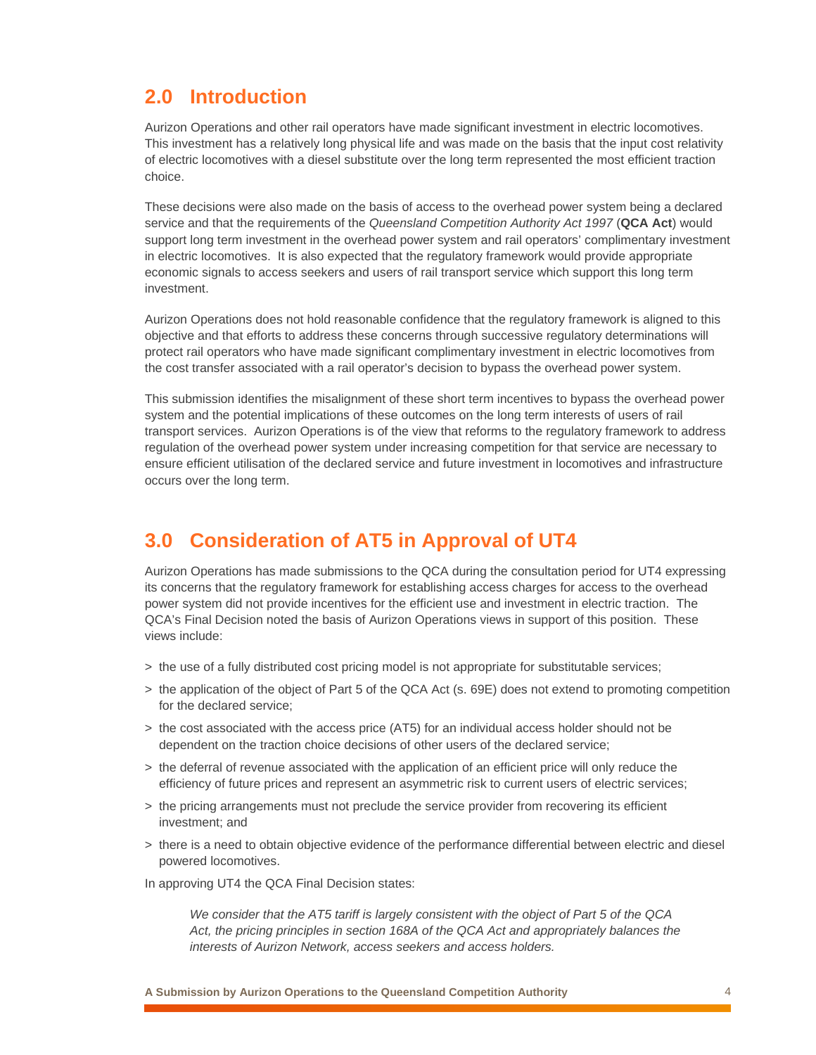## 2.0 Introduction

Aurizon Operations and other rail operators have made significant investment in electric locomotives. This investment has a relatively long physical life and was made on the basis that the input cost relativity of electric locomotives with a diesel substitute over the long term represented the most efficient traction choice.

These decisions were also made on the basis of access to the overhead power system being a declared service and that the requirements of the *Queensland Competition Authority Act 1997* (**QCA Act**) would support long term investment in the overhead power system and rail operators' complimentary investment in electric locomotives. It is also expected that the regulatory framework would provide appropriate economic signals to access seekers and users of rail transport service which support this long term investment.

Aurizon Operations does not hold reasonable confidence that the regulatory framework is aligned to this objective and that efforts to address these concerns through successive regulatory determinations will protect rail operators who have made significant complimentary investment in electric locomotives from the cost transfer associated with a rail operator's decision to bypass the overhead power system.

This submission identifies the misalignment of these short term incentives to bypass the overhead power system and the potential implications of these outcomes on the long term interests of users of rail transport services. Aurizon Operations is of the view that reforms to the regulatory framework to address regulation of the overhead power system under increasing competition for that service are necessary to ensure efficient utilisation of the declared service and future investment in locomotives and infrastructure occurs over the long term.

## 3.0 Consideration of AT5 in Approval of UT4

Aurizon Operations has made submissions to the QCA during the consultation period for UT4 expressing its concerns that the regulatory framework for establishing access charges for access to the overhead power system did not provide incentives for the efficient use and investment in electric traction. The QCA's Final Decision noted the basis of Aurizon Operations views in support of this position. These views include:

> the use of a fully distributed cost pricing model is not appropriate for substitutable services;

> the application of the object of Part 5 of the QCA Act (s. 69E) does not extend to promoting competition for the declared service;

> the cost associated with the access price (AT5) for an individual access holder should not be dependent on the traction choice decisions of other users of the declared service;

> the deferral of revenue associated with the application of an efficient price will only reduce the efficiency of future prices and represent an asymmetric risk to current users of electric services;

> the pricing arrangements must not preclude the service provider from recovering its efficient investment; and

> there is a need to obtain objective evidence of the performance differential between electric and diesel powered locomotives.

In approving UT4 the QCA Final Decision states:

> *We consider that the AT5 tariff is largely consistent with the object of Part 5 of the QCA Act, the pricing principles in section 168A of the QCA Act and appropriately balances the interests of Aurizon Network, access seekers and access holders.*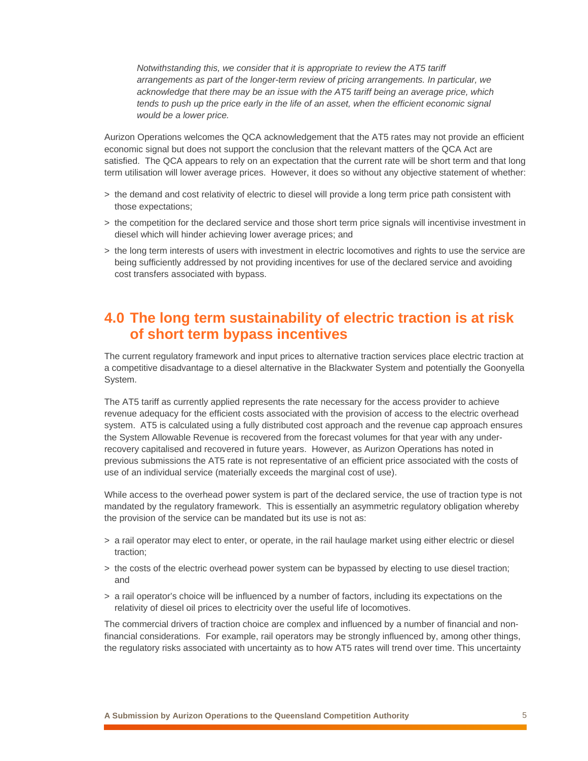> *Notwithstanding this, we consider that it is appropriate to review the AT5 tariff arrangements as part of the longer-term review of pricing arrangements. In particular, we acknowledge that there may be an issue with the AT5 tariff being an average price, which tends to push up the price early in the life of an asset, when the efficient economic signal would be a lower price.*

Aurizon Operations welcomes the QCA acknowledgement that the AT5 rates may not provide an efficient economic signal but does not support the conclusion that the relevant matters of the QCA Act are satisfied. The QCA appears to rely on an expectation that the current rate will be short term and that long term utilisation will lower average prices. However, it does so without any objective statement of whether:

- the demand and cost relativity of electric to diesel will provide a long term price path consistent with those expectations;
- the competition for the declared service and those short term price signals will incentivise investment in diesel which will hinder achieving lower average prices; and
- the long term interests of users with investment in electric locomotives and rights to use the service are being sufficiently addressed by not providing incentives for use of the declared service and avoiding cost transfers associated with bypass.

## 4.0 The long term sustainability of electric traction is at risk of short term bypass incentives

The current regulatory framework and input prices to alternative traction services place electric traction at a competitive disadvantage to a diesel alternative in the Blackwater System and potentially the Goonyella System.

The AT5 tariff as currently applied represents the rate necessary for the access provider to achieve revenue adequacy for the efficient costs associated with the provision of access to the electric overhead system. AT5 is calculated using a fully distributed cost approach and the revenue cap approach ensures the System Allowable Revenue is recovered from the forecast volumes for that year with any under-recovery capitalised and recovered in future years. However, as Aurizon Operations has noted in previous submissions the AT5 rate is not representative of an efficient price associated with the costs of use of an individual service (materially exceeds the marginal cost of use).

While access to the overhead power system is part of the declared service, the use of traction type is not mandated by the regulatory framework. This is essentially an asymmetric regulatory obligation whereby the provision of the service can be mandated but its use is not as:

- a rail operator may elect to enter, or operate, in the rail haulage market using either electric or diesel traction;
- the costs of the electric overhead power system can be bypassed by electing to use diesel traction; and
- a rail operator's choice will be influenced by a number of factors, including its expectations on the relativity of diesel oil prices to electricity over the useful life of locomotives.

The commercial drivers of traction choice are complex and influenced by a number of financial and non-financial considerations. For example, rail operators may be strongly influenced by, among other things, the regulatory risks associated with uncertainty as to how AT5 rates will trend over time. This uncertainty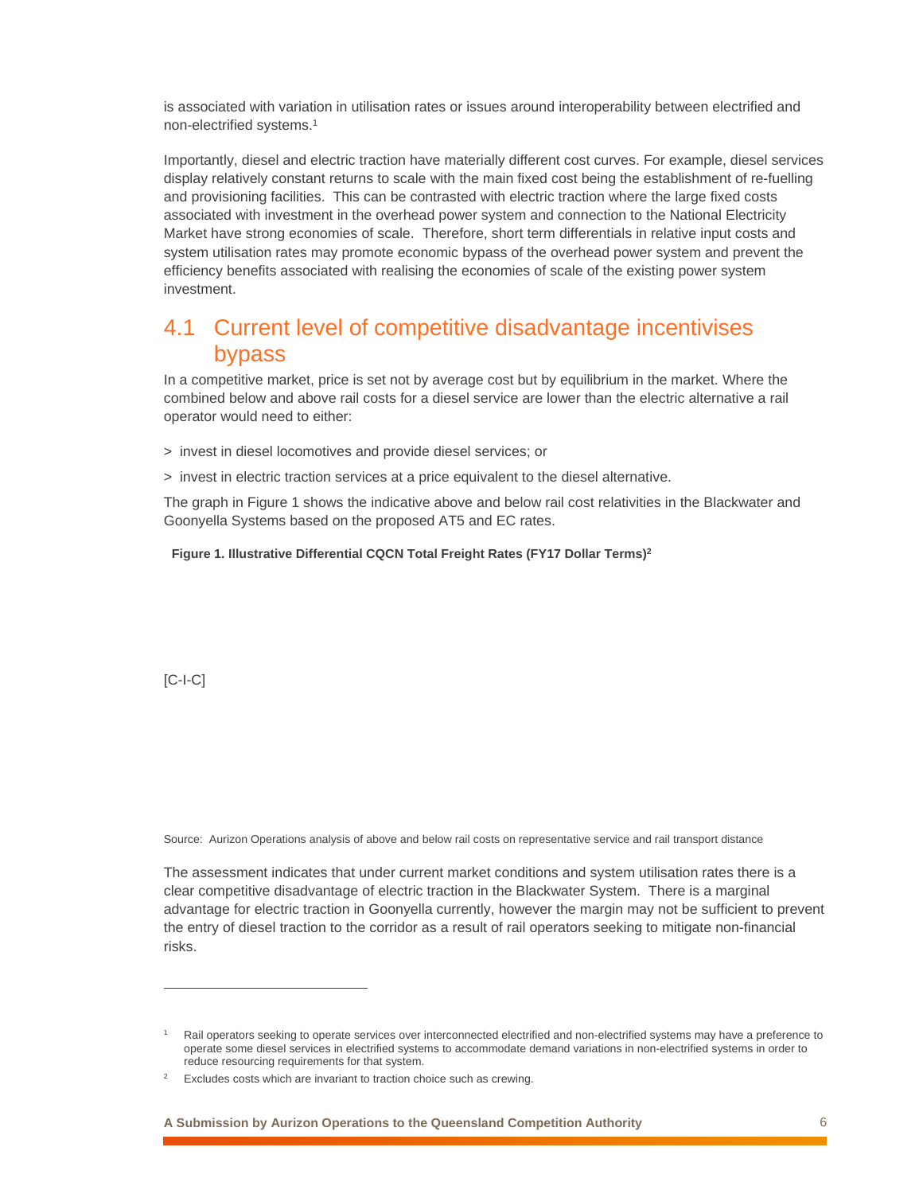is associated with variation in utilisation rates or issues around interoperability between electrified and non-electrified systems.[1]

Importantly, diesel and electric traction have materially different cost curves. For example, diesel services display relatively constant returns to scale with the main fixed cost being the establishment of re-fuelling and provisioning facilities. This can be contrasted with electric traction where the large fixed costs associated with investment in the overhead power system and connection to the National Electricity Market have strong economies of scale. Therefore, short term differentials in relative input costs and system utilisation rates may promote economic bypass of the overhead power system and prevent the efficiency benefits associated with realising the economies of scale of the existing power system investment.

## 4.1 Current level of competitive disadvantage incentivises bypass

In a competitive market, price is set not by average cost but by equilibrium in the market. Where the combined below and above rail costs for a diesel service are lower than the electric alternative a rail operator would need to either:

> invest in diesel locomotives and provide diesel services; or

> invest in electric traction services at a price equivalent to the diesel alternative.

The graph in Figure 1 shows the indicative above and below rail cost relativities in the Blackwater and Goonyella Systems based on the proposed AT5 and EC rates.

**Figure 1. Illustrative Differential CQCN Total Freight Rates (FY17 Dollar Terms)[2]**

[C-I-C]

Source: Aurizon Operations analysis of above and below rail costs on representative service and rail transport distance

The assessment indicates that under current market conditions and system utilisation rates there is a clear competitive disadvantage of electric traction in the Blackwater System. There is a marginal advantage for electric traction in Goonyella currently, however the margin may not be sufficient to prevent the entry of diesel traction to the corridor as a result of rail operators seeking to mitigate non-financial risks.

---

[1] Rail operators seeking to operate services over interconnected electrified and non-electrified systems may have a preference to operate some diesel services in electrified systems to accommodate demand variations in non-electrified systems in order to reduce resourcing requirements for that system.

[2] Excludes costs which are invariant to traction choice such as crewing.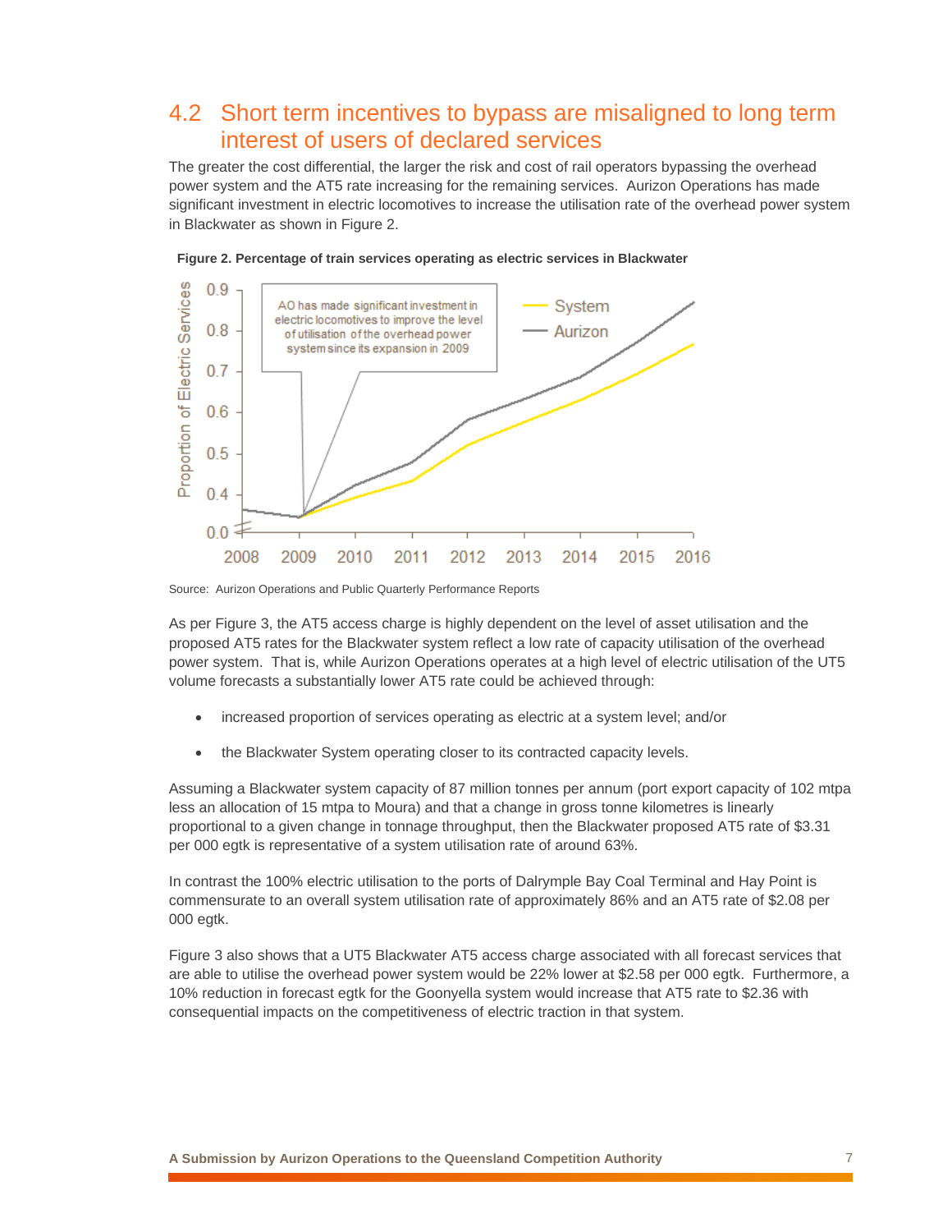## 4.2 Short term incentives to bypass are misaligned to long term interest of users of declared services

The greater the cost differential, the larger the risk and cost of rail operators bypassing the overhead power system and the AT5 rate increasing for the remaining services. Aurizon Operations has made significant investment in electric locomotives to increase the utilisation rate of the overhead power system in Blackwater as shown in Figure 2.

**Figure 2. Percentage of train services operating as electric services in Blackwater**

Source: Aurizon Operations and Public Quarterly Performance Reports

As per Figure 3, the AT5 access charge is highly dependent on the level of asset utilisation and the proposed AT5 rates for the Blackwater system reflect a low rate of capacity utilisation of the overhead power system. That is, while Aurizon Operations operates at a high level of electric utilisation of the UT5 volume forecasts a substantially lower AT5 rate could be achieved through:

- increased proportion of services operating as electric at a system level; and/or
- the Blackwater System operating closer to its contracted capacity levels.

Assuming a Blackwater system capacity of 87 million tonnes per annum (port export capacity of 102 mtpa less an allocation of 15 mtpa to Moura) and that a change in gross tonne kilometres is linearly proportional to a given change in tonnage throughput, then the Blackwater proposed AT5 rate of $3.31 per 000 egtk is representative of a system utilisation rate of around 63%.

In contrast the 100% electric utilisation to the ports of Dalrymple Bay Coal Terminal and Hay Point is commensurate to an overall system utilisation rate of approximately 86% and an AT5 rate of $2.08 per 000 egtk.

Figure 3 also shows that a UT5 Blackwater AT5 access charge associated with all forecast services that are able to utilise the overhead power system would be 22% lower at $2.58 per 000 egtk. Furthermore, a 10% reduction in forecast egtk for the Goonyella system would increase that AT5 rate to $2.36 with consequential impacts on the competitiveness of electric traction in that system.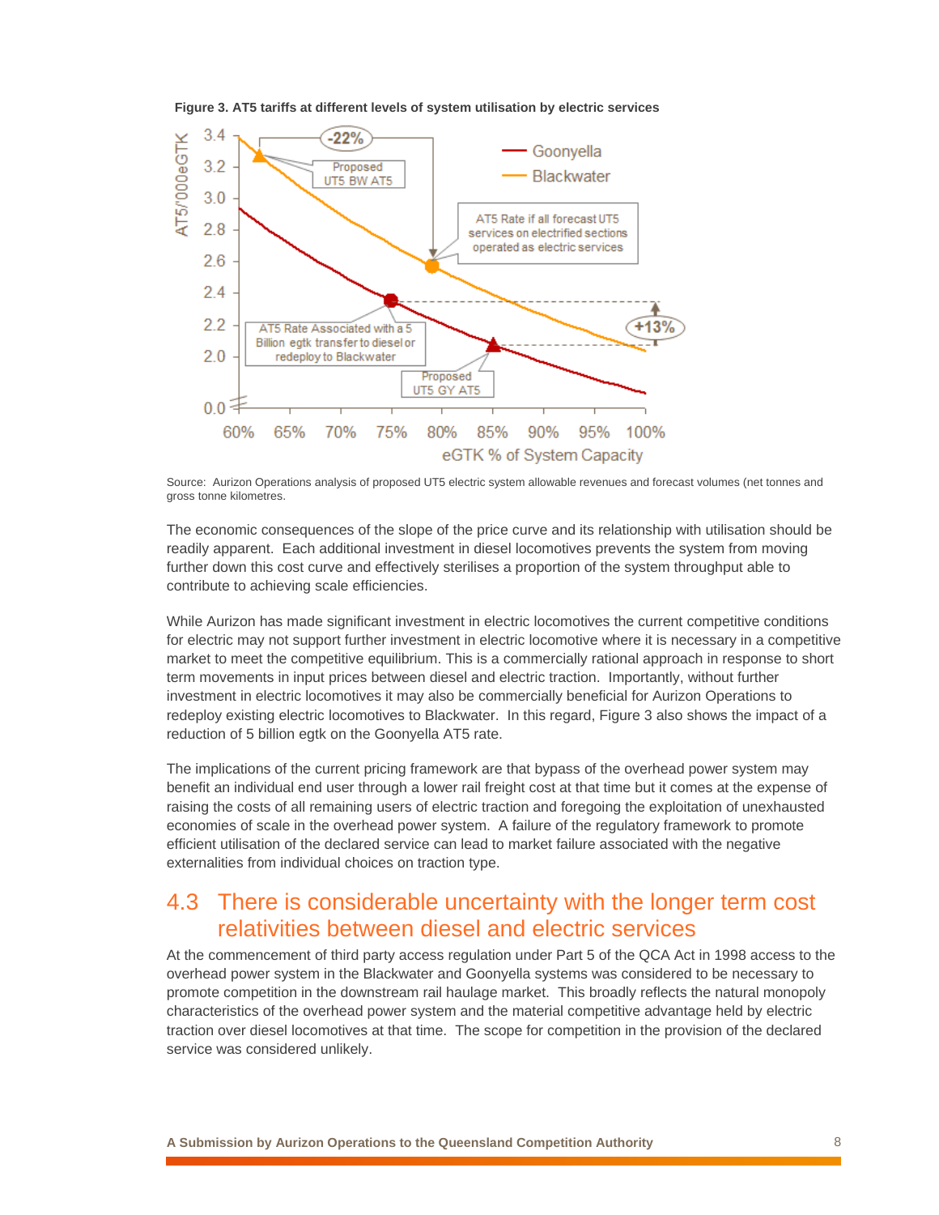**Figure 3. AT5 tariffs at different levels of system utilisation by electric services**

Source: Aurizon Operations analysis of proposed UT5 electric system allowable revenues and forecast volumes (net tonnes and gross tonne kilometres.

The economic consequences of the slope of the price curve and its relationship with utilisation should be readily apparent. Each additional investment in diesel locomotives prevents the system from moving further down this cost curve and effectively sterilises a proportion of the system throughput able to contribute to achieving scale efficiencies.

While Aurizon has made significant investment in electric locomotives the current competitive conditions for electric may not support further investment in electric locomotive where it is necessary in a competitive market to meet the competitive equilibrium. This is a commercially rational approach in response to short term movements in input prices between diesel and electric traction. Importantly, without further investment in electric locomotives it may also be commercially beneficial for Aurizon Operations to redeploy existing electric locomotives to Blackwater. In this regard, Figure 3 also shows the impact of a reduction of 5 billion egtk on the Goonyella AT5 rate.

The implications of the current pricing framework are that bypass of the overhead power system may benefit an individual end user through a lower rail freight cost at that time but it comes at the expense of raising the costs of all remaining users of electric traction and foregoing the exploitation of unexhausted economies of scale in the overhead power system. A failure of the regulatory framework to promote efficient utilisation of the declared service can lead to market failure associated with the negative externalities from individual choices on traction type.

## 4.3 There is considerable uncertainty with the longer term cost relativities between diesel and electric services

At the commencement of third party access regulation under Part 5 of the QCA Act in 1998 access to the overhead power system in the Blackwater and Goonyella systems was considered to be necessary to promote competition in the downstream rail haulage market. This broadly reflects the natural monopoly characteristics of the overhead power system and the material competitive advantage held by electric traction over diesel locomotives at that time. The scope for competition in the provision of the declared service was considered unlikely.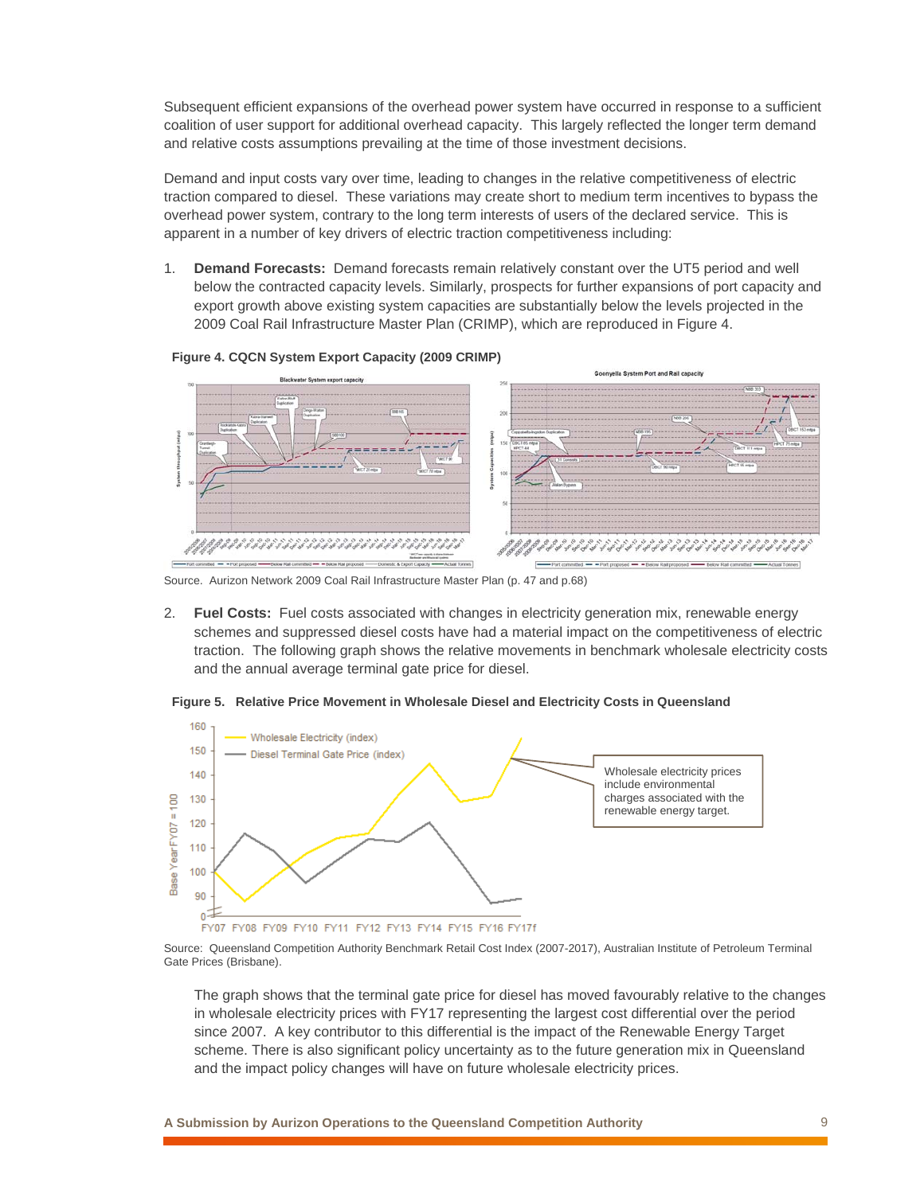Subsequent efficient expansions of the overhead power system have occurred in response to a sufficient coalition of user support for additional overhead capacity. This largely reflected the longer term demand and relative costs assumptions prevailing at the time of those investment decisions.

Demand and input costs vary over time, leading to changes in the relative competitiveness of electric traction compared to diesel. These variations may create short to medium term incentives to bypass the overhead power system, contrary to the long term interests of users of the declared service. This is apparent in a number of key drivers of electric traction competitiveness including:

1. **Demand Forecasts:** Demand forecasts remain relatively constant over the UT5 period and well below the contracted capacity levels. Similarly, prospects for further expansions of port capacity and export growth above existing system capacities are substantially below the levels projected in the 2009 Coal Rail Infrastructure Master Plan (CRIMP), which are reproduced in Figure 4.

**Figure 4. CQCN System Export Capacity (2009 CRIMP)**

Source. Aurizon Network 2009 Coal Rail Infrastructure Master Plan (p. 47 and p.68)

2. **Fuel Costs:** Fuel costs associated with changes in electricity generation mix, renewable energy schemes and suppressed diesel costs have had a material impact on the competitiveness of electric traction. The following graph shows the relative movements in benchmark wholesale electricity costs and the annual average terminal gate price for diesel.

**Figure 5. Relative Price Movement in Wholesale Diesel and Electricity Costs in Queensland**

Source: Queensland Competition Authority Benchmark Retail Cost Index (2007-2017), Australian Institute of Petroleum Terminal Gate Prices (Brisbane).

The graph shows that the terminal gate price for diesel has moved favourably relative to the changes in wholesale electricity prices with FY17 representing the largest cost differential over the period since 2007. A key contributor to this differential is the impact of the Renewable Energy Target scheme. There is also significant policy uncertainty as to the future generation mix in Queensland and the impact policy changes will have on future wholesale electricity prices.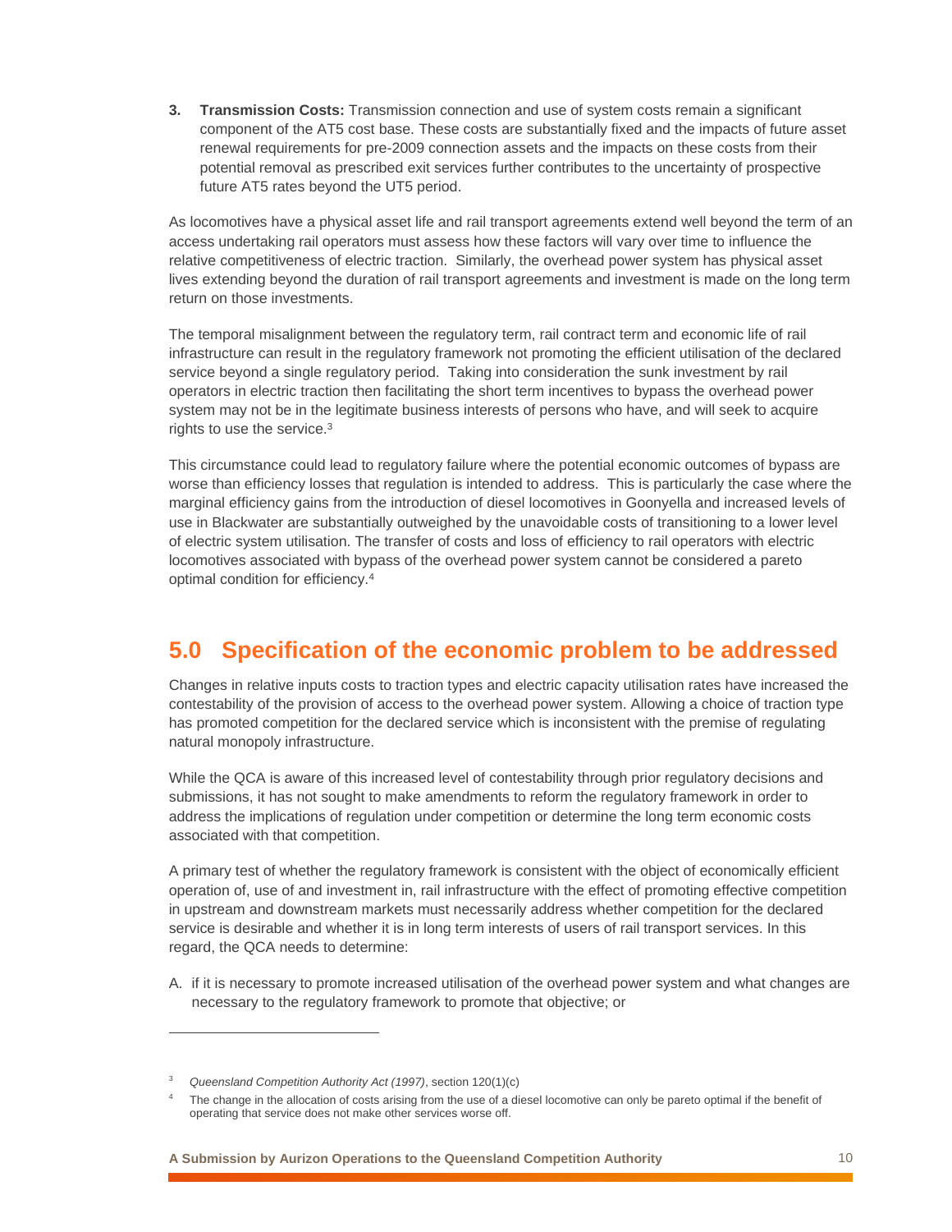3. **Transmission Costs:** Transmission connection and use of system costs remain a significant component of the AT5 cost base. These costs are substantially fixed and the impacts of future asset renewal requirements for pre-2009 connection assets and the impacts on these costs from their potential removal as prescribed exit services further contributes to the uncertainty of prospective future AT5 rates beyond the UT5 period.

As locomotives have a physical asset life and rail transport agreements extend well beyond the term of an access undertaking rail operators must assess how these factors will vary over time to influence the relative competitiveness of electric traction. Similarly, the overhead power system has physical asset lives extending beyond the duration of rail transport agreements and investment is made on the long term return on those investments.

The temporal misalignment between the regulatory term, rail contract term and economic life of rail infrastructure can result in the regulatory framework not promoting the efficient utilisation of the declared service beyond a single regulatory period. Taking into consideration the sunk investment by rail operators in electric traction then facilitating the short term incentives to bypass the overhead power system may not be in the legitimate business interests of persons who have, and will seek to acquire rights to use the service.[3]

This circumstance could lead to regulatory failure where the potential economic outcomes of bypass are worse than efficiency losses that regulation is intended to address. This is particularly the case where the marginal efficiency gains from the introduction of diesel locomotives in Goonyella and increased levels of use in Blackwater are substantially outweighed by the unavoidable costs of transitioning to a lower level of electric system utilisation. The transfer of costs and loss of efficiency to rail operators with electric locomotives associated with bypass of the overhead power system cannot be considered a pareto optimal condition for efficiency.[4]

## 5.0 Specification of the economic problem to be addressed

Changes in relative inputs costs to traction types and electric capacity utilisation rates have increased the contestability of the provision of access to the overhead power system. Allowing a choice of traction type has promoted competition for the declared service which is inconsistent with the premise of regulating natural monopoly infrastructure.

While the QCA is aware of this increased level of contestability through prior regulatory decisions and submissions, it has not sought to make amendments to reform the regulatory framework in order to address the implications of regulation under competition or determine the long term economic costs associated with that competition.

A primary test of whether the regulatory framework is consistent with the object of economically efficient operation of, use of and investment in, rail infrastructure with the effect of promoting effective competition in upstream and downstream markets must necessarily address whether competition for the declared service is desirable and whether it is in long term interests of users of rail transport services. In this regard, the QCA needs to determine:

A. if it is necessary to promote increased utilisation of the overhead power system and what changes are necessary to the regulatory framework to promote that objective; or

---

[3] *Queensland Competition Authority Act (1997)*, section 120(1)(c)

[4] The change in the allocation of costs arising from the use of a diesel locomotive can only be pareto optimal if the benefit of operating that service does not make other services worse off.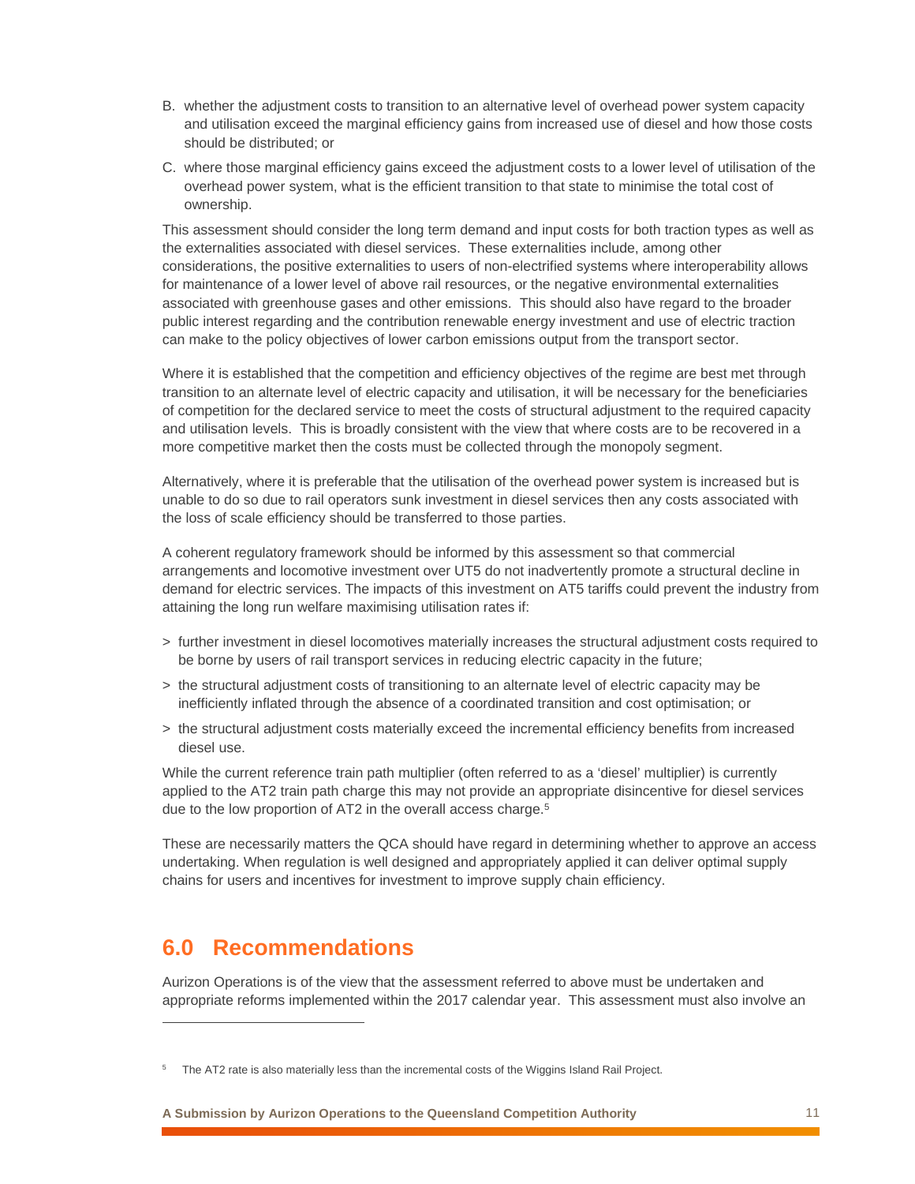B. whether the adjustment costs to transition to an alternative level of overhead power system capacity and utilisation exceed the marginal efficiency gains from increased use of diesel and how those costs should be distributed; or

C. where those marginal efficiency gains exceed the adjustment costs to a lower level of utilisation of the overhead power system, what is the efficient transition to that state to minimise the total cost of ownership.

This assessment should consider the long term demand and input costs for both traction types as well as the externalities associated with diesel services. These externalities include, among other considerations, the positive externalities to users of non-electrified systems where interoperability allows for maintenance of a lower level of above rail resources, or the negative environmental externalities associated with greenhouse gases and other emissions. This should also have regard to the broader public interest regarding and the contribution renewable energy investment and use of electric traction can make to the policy objectives of lower carbon emissions output from the transport sector.

Where it is established that the competition and efficiency objectives of the regime are best met through transition to an alternate level of electric capacity and utilisation, it will be necessary for the beneficiaries of competition for the declared service to meet the costs of structural adjustment to the required capacity and utilisation levels. This is broadly consistent with the view that where costs are to be recovered in a more competitive market then the costs must be collected through the monopoly segment.

Alternatively, where it is preferable that the utilisation of the overhead power system is increased but is unable to do so due to rail operators sunk investment in diesel services then any costs associated with the loss of scale efficiency should be transferred to those parties.

A coherent regulatory framework should be informed by this assessment so that commercial arrangements and locomotive investment over UT5 do not inadvertently promote a structural decline in demand for electric services. The impacts of this investment on AT5 tariffs could prevent the industry from attaining the long run welfare maximising utilisation rates if:

> further investment in diesel locomotives materially increases the structural adjustment costs required to be borne by users of rail transport services in reducing electric capacity in the future;

> the structural adjustment costs of transitioning to an alternate level of electric capacity may be inefficiently inflated through the absence of a coordinated transition and cost optimisation; or

> the structural adjustment costs materially exceed the incremental efficiency benefits from increased diesel use.

While the current reference train path multiplier (often referred to as a 'diesel' multiplier) is currently applied to the AT2 train path charge this may not provide an appropriate disincentive for diesel services due to the low proportion of AT2 in the overall access charge.[5]

These are necessarily matters the QCA should have regard in determining whether to approve an access undertaking. When regulation is well designed and appropriately applied it can deliver optimal supply chains for users and incentives for investment to improve supply chain efficiency.

## 6.0 Recommendations

Aurizon Operations is of the view that the assessment referred to above must be undertaken and appropriate reforms implemented within the 2017 calendar year. This assessment must also involve an

[5] The AT2 rate is also materially less than the incremental costs of the Wiggins Island Rail Project.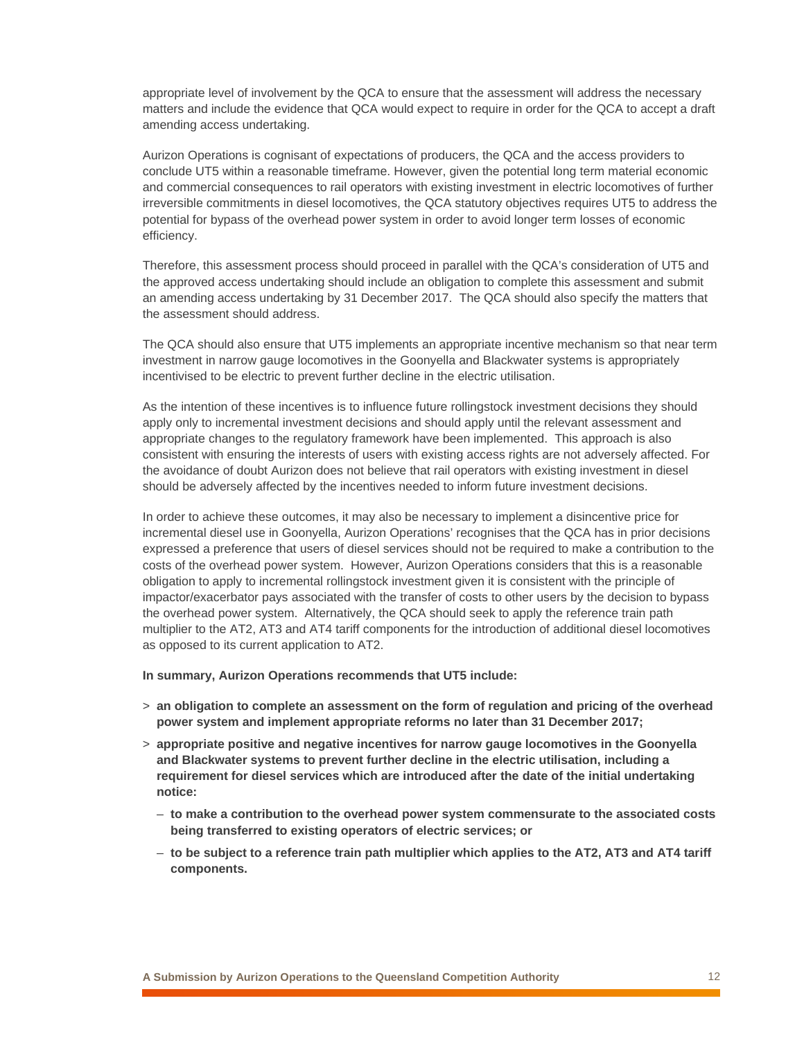appropriate level of involvement by the QCA to ensure that the assessment will address the necessary matters and include the evidence that QCA would expect to require in order for the QCA to accept a draft amending access undertaking.

Aurizon Operations is cognisant of expectations of producers, the QCA and the access providers to conclude UT5 within a reasonable timeframe. However, given the potential long term material economic and commercial consequences to rail operators with existing investment in electric locomotives of further irreversible commitments in diesel locomotives, the QCA statutory objectives requires UT5 to address the potential for bypass of the overhead power system in order to avoid longer term losses of economic efficiency.

Therefore, this assessment process should proceed in parallel with the QCA's consideration of UT5 and the approved access undertaking should include an obligation to complete this assessment and submit an amending access undertaking by 31 December 2017. The QCA should also specify the matters that the assessment should address.

The QCA should also ensure that UT5 implements an appropriate incentive mechanism so that near term investment in narrow gauge locomotives in the Goonyella and Blackwater systems is appropriately incentivised to be electric to prevent further decline in the electric utilisation.

As the intention of these incentives is to influence future rollingstock investment decisions they should apply only to incremental investment decisions and should apply until the relevant assessment and appropriate changes to the regulatory framework have been implemented. This approach is also consistent with ensuring the interests of users with existing access rights are not adversely affected. For the avoidance of doubt Aurizon does not believe that rail operators with existing investment in diesel should be adversely affected by the incentives needed to inform future investment decisions.

In order to achieve these outcomes, it may also be necessary to implement a disincentive price for incremental diesel use in Goonyella, Aurizon Operations' recognises that the QCA has in prior decisions expressed a preference that users of diesel services should not be required to make a contribution to the costs of the overhead power system. However, Aurizon Operations considers that this is a reasonable obligation to apply to incremental rollingstock investment given it is consistent with the principle of impactor/exacerbator pays associated with the transfer of costs to other users by the decision to bypass the overhead power system. Alternatively, the QCA should seek to apply the reference train path multiplier to the AT2, AT3 and AT4 tariff components for the introduction of additional diesel locomotives as opposed to its current application to AT2.

**In summary, Aurizon Operations recommends that UT5 include:**

- **an obligation to complete an assessment on the form of regulation and pricing of the overhead power system and implement appropriate reforms no later than 31 December 2017;**
- **appropriate positive and negative incentives for narrow gauge locomotives in the Goonyella and Blackwater systems to prevent further decline in the electric utilisation, including a requirement for diesel services which are introduced after the date of the initial undertaking notice:**
  - **to make a contribution to the overhead power system commensurate to the associated costs being transferred to existing operators of electric services; or**
  - **to be subject to a reference train path multiplier which applies to the AT2, AT3 and AT4 tariff components.**